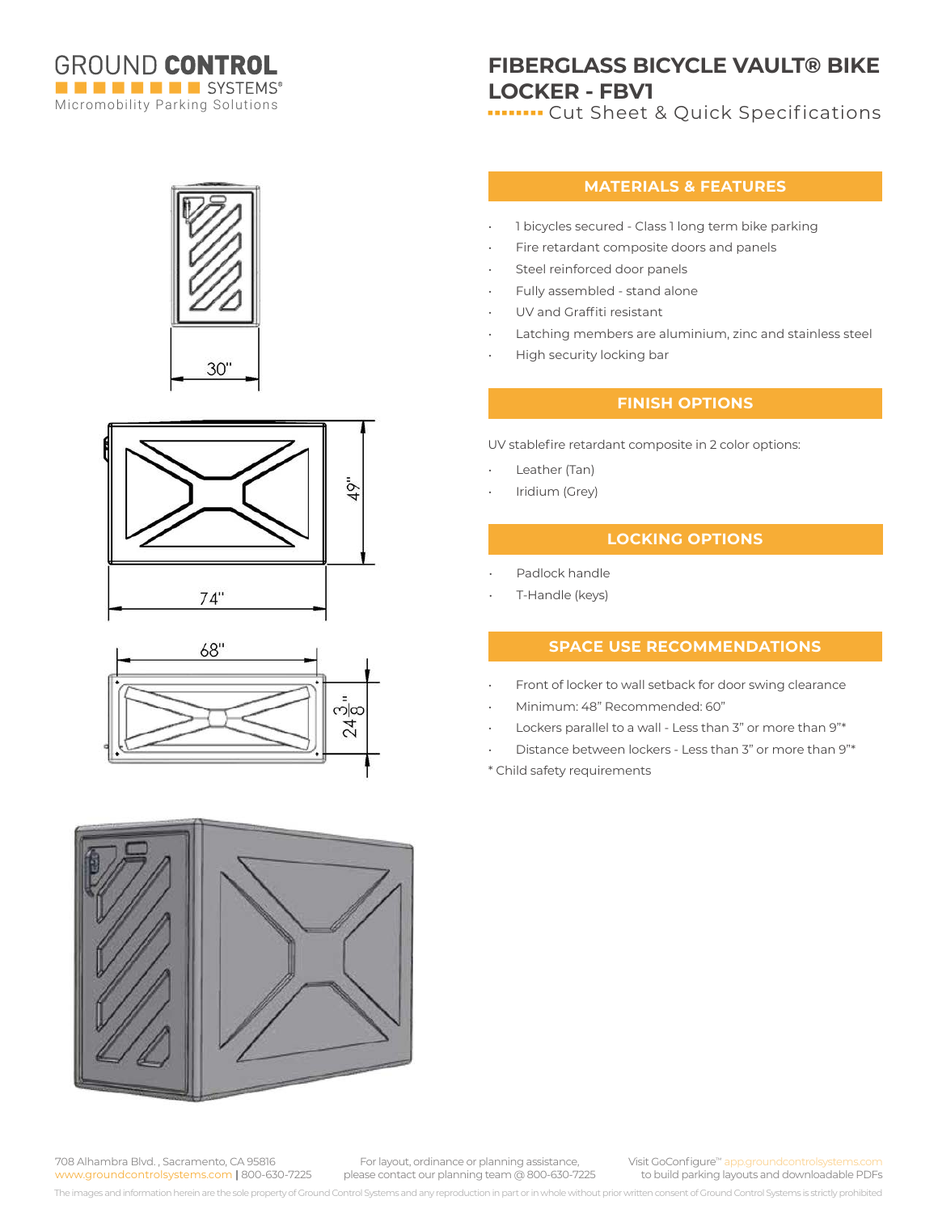GROUND CONTROL SYSTEMS®
Micromobility Parking Solutions

# FIBERGLASS BICYCLE VAULT® BIKE LOCKER - FBV1

Cut Sheet & Quick Specifications

30"

49"

74"

68"

24 3/8"

## MATERIALS & FEATURES

- 1 bicycles secured - Class 1 long term bike parking
- Fire retardant composite doors and panels
- Steel reinforced door panels
- Fully assembled - stand alone
- UV and Graffiti resistant
- Latching members are aluminium, zinc and stainless steel
- High security locking bar

## FINISH OPTIONS

UV stablefire retardant composite in 2 color options:

- Leather (Tan)
- Iridium (Grey)

## LOCKING OPTIONS

- Padlock handle
- T-Handle (keys)

## SPACE USE RECOMMENDATIONS

- Front of locker to wall setback for door swing clearance
- Minimum: 48" Recommended: 60"
- Lockers parallel to a wall - Less than 3" or more than 9"*
- Distance between lockers - Less than 3" or more than 9"*

* Child safety requirements

708 Alhambra Blvd. , Sacramento, CA 95816
www.groundcontrolsystems.com | 800-630-7225

For layout, ordinance or planning assistance, please contact our planning team @ 800-630-7225

Visit GoConfigure™ app.groundcontrolsystems.com to build parking layouts and downloadable PDFs

The images and information herein are the sole property of Ground Control Systems and any reproduction in part or in whole without prior written consent of Ground Control Systems is strictly prohibited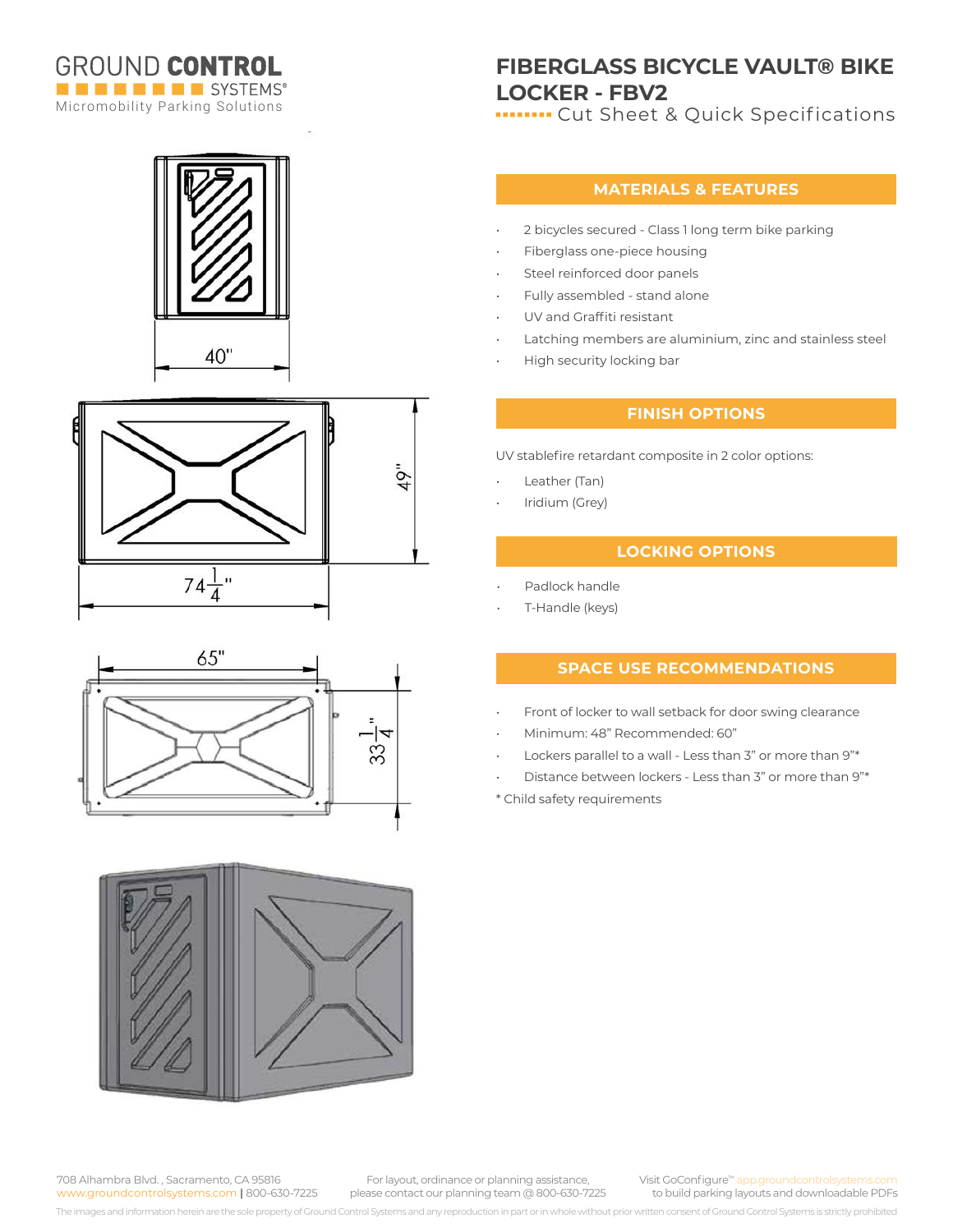GROUND CONTROL SYSTEMS®
Micromobility Parking Solutions

# FIBERGLASS BICYCLE VAULT® BIKE LOCKER - FBV2

Cut Sheet & Quick Specifications

40"

49"

$74\frac{1}{4}$"

65"

$33\frac{1}{4}$"

## MATERIALS & FEATURES

- 2 bicycles secured - Class 1 long term bike parking
- Fiberglass one-piece housing
- Steel reinforced door panels
- Fully assembled - stand alone
- UV and Graffiti resistant
- Latching members are aluminium, zinc and stainless steel
- High security locking bar

## FINISH OPTIONS

UV stablefire retardant composite in 2 color options:

- Leather (Tan)
- Iridium (Grey)

## LOCKING OPTIONS

- Padlock handle
- T-Handle (keys)

## SPACE USE RECOMMENDATIONS

- Front of locker to wall setback for door swing clearance
- Minimum: 48" Recommended: 60"
- Lockers parallel to a wall - Less than 3" or more than 9"*
- Distance between lockers - Less than 3" or more than 9"*

* Child safety requirements

708 Alhambra Blvd., Sacramento, CA 95816
www.groundcontrolsystems.com | 800-630-7225

For layout, ordinance or planning assistance, please contact our planning team @ 800-630-7225

Visit GoConfigure™ app.groundcontrolsystems.com to build parking layouts and downloadable PDFs

The images and information herein are the sole property of Ground Control Systems and any reproduction in part or in whole without prior written consent of Ground Control Systems is strictly prohibited